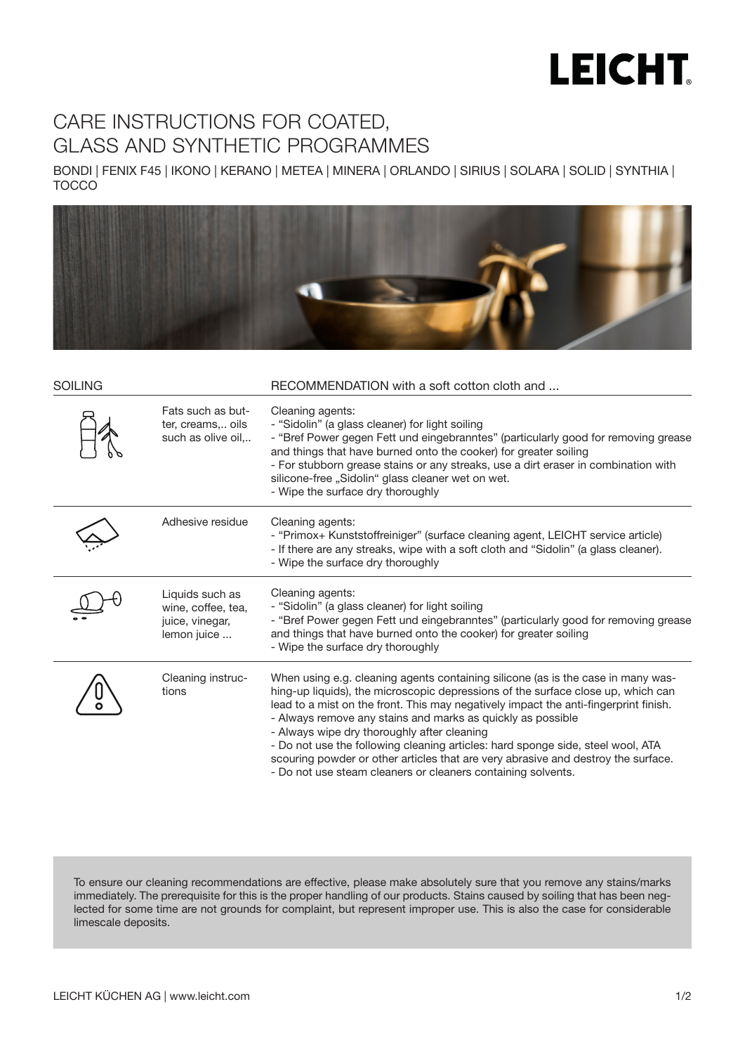# CARE INSTRUCTIONS FOR COATED, GLASS AND SYNTHETIC PROGRAMMES

BONDI | FENIX F45 | IKONO | KERANO | METEA | MINERA | ORLANDO | SIRIUS | SOLARA | SOLID | SYNTHIA | TOCCO

| SOILING | | RECOMMENDATION with a soft cotton cloth and ... |
|---|---|---|
| | Fats such as butter, creams,.. oils such as olive oil,.. | Cleaning agents:<br>- "Sidolin" (a glass cleaner) for light soiling<br>- "Bref Power gegen Fett und eingebranntes" (particularly good for removing grease and things that have burned onto the cooker) for greater soiling<br>- For stubborn grease stains or any streaks, use a dirt eraser in combination with silicone-free „Sidolin" glass cleaner wet on wet.<br>- Wipe the surface dry thoroughly |
| | Adhesive residue | Cleaning agents:<br>- "Primox+ Kunststoffreiniger" (surface cleaning agent, LEICHT service article)<br>- If there are any streaks, wipe with a soft cloth and "Sidolin" (a glass cleaner).<br>- Wipe the surface dry thoroughly |
| | Liquids such as wine, coffee, tea, juice, vinegar, lemon juice ... | Cleaning agents:<br>- "Sidolin" (a glass cleaner) for light soiling<br>- "Bref Power gegen Fett und eingebranntes" (particularly good for removing grease and things that have burned onto the cooker) for greater soiling<br>- Wipe the surface dry thoroughly |
| | Cleaning instructions | When using e.g. cleaning agents containing silicone (as is the case in many washing-up liquids), the microscopic depressions of the surface close up, which can lead to a mist on the front. This may negatively impact the anti-fingerprint finish.<br>- Always remove any stains and marks as quickly as possible<br>- Always wipe dry thoroughly after cleaning<br>- Do not use the following cleaning articles: hard sponge side, steel wool, ATA scouring powder or other articles that are very abrasive and destroy the surface.<br>- Do not use steam cleaners or cleaners containing solvents. |

To ensure our cleaning recommendations are effective, please make absolutely sure that you remove any stains/marks immediately. The prerequisite for this is the proper handling of our products. Stains caused by soiling that has been neglected for some time are not grounds for complaint, but represent improper use. This is also the case for considerable limescale deposits.

LEICHT KÜCHEN AG | www.leicht.com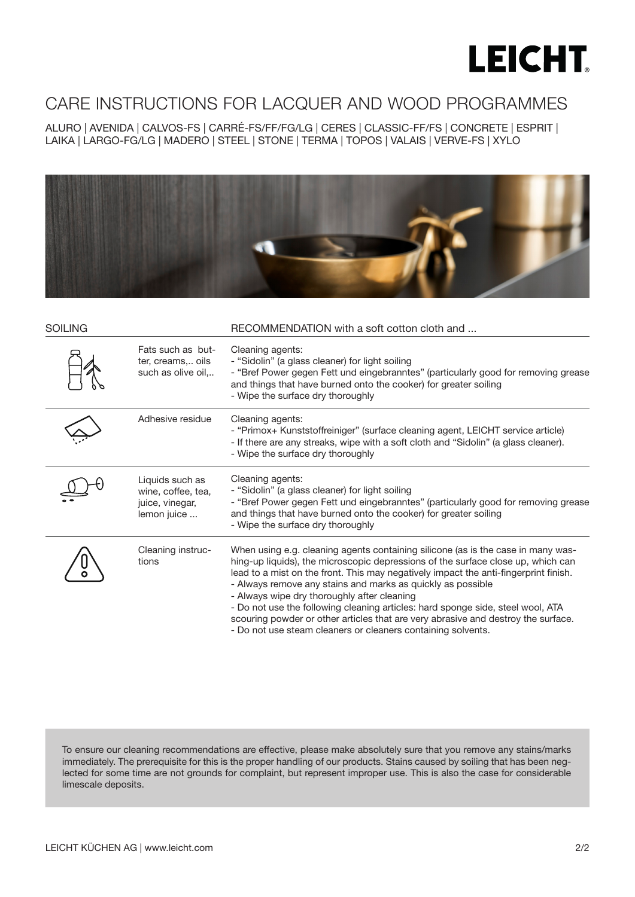LEICHT

# CARE INSTRUCTIONS FOR LACQUER AND WOOD PROGRAMMES

ALURO | AVENIDA | CALVOS-FS | CARRÉ-FS/FF/FG/LG | CERES | CLASSIC-FF/FS | CONCRETE | ESPRIT | LAIKA | LARGO-FG/LG | MADERO | STEEL | STONE | TERMA | TOPOS | VALAIS | VERVE-FS | XYLO

| SOILING | | RECOMMENDATION with a soft cotton cloth and ... |
|---|---|---|
| | Fats such as butter, creams,.. oils such as olive oil,.. | Cleaning agents:<br>- "Sidolin" (a glass cleaner) for light soiling<br>- "Bref Power gegen Fett und eingebranntes" (particularly good for removing grease and things that have burned onto the cooker) for greater soiling<br>- Wipe the surface dry thoroughly |
| | Adhesive residue | Cleaning agents:<br>- "Primox+ Kunststoffreiniger" (surface cleaning agent, LEICHT service article)<br>- If there are any streaks, wipe with a soft cloth and "Sidolin" (a glass cleaner).<br>- Wipe the surface dry thoroughly |
| | Liquids such as wine, coffee, tea, juice, vinegar, lemon juice ... | Cleaning agents:<br>- "Sidolin" (a glass cleaner) for light soiling<br>- "Bref Power gegen Fett und eingebranntes" (particularly good for removing grease and things that have burned onto the cooker) for greater soiling<br>- Wipe the surface dry thoroughly |
| | Cleaning instructions | When using e.g. cleaning agents containing silicone (as is the case in many washing-up liquids), the microscopic depressions of the surface close up, which can lead to a mist on the front. This may negatively impact the anti-fingerprint finish.<br>- Always remove any stains and marks as quickly as possible<br>- Always wipe dry thoroughly after cleaning<br>- Do not use the following cleaning articles: hard sponge side, steel wool, ATA scouring powder or other articles that are very abrasive and destroy the surface.<br>- Do not use steam cleaners or cleaners containing solvents. |

To ensure our cleaning recommendations are effective, please make absolutely sure that you remove any stains/marks immediately. The prerequisite for this is the proper handling of our products. Stains caused by soiling that has been neglected for some time are not grounds for complaint, but represent improper use. This is also the case for considerable limescale deposits.

LEICHT KÜCHEN AG | www.leicht.com